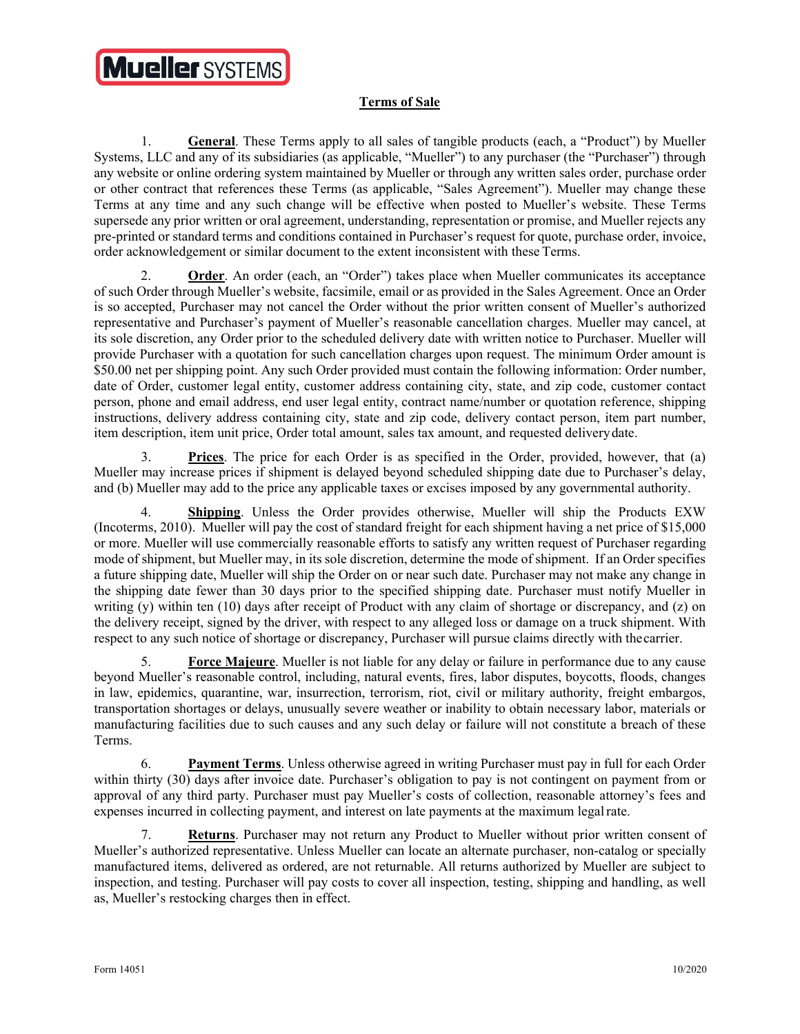Mueller SYSTEMS

# Terms of Sale

1. **General**. These Terms apply to all sales of tangible products (each, a "Product") by Mueller Systems, LLC and any of its subsidiaries (as applicable, "Mueller") to any purchaser (the "Purchaser") through any website or online ordering system maintained by Mueller or through any written sales order, purchase order or other contract that references these Terms (as applicable, "Sales Agreement"). Mueller may change these Terms at any time and any such change will be effective when posted to Mueller's website. These Terms supersede any prior written or oral agreement, understanding, representation or promise, and Mueller rejects any pre-printed or standard terms and conditions contained in Purchaser's request for quote, purchase order, invoice, order acknowledgement or similar document to the extent inconsistent with these Terms.

2. **Order**. An order (each, an "Order") takes place when Mueller communicates its acceptance of such Order through Mueller's website, facsimile, email or as provided in the Sales Agreement. Once an Order is so accepted, Purchaser may not cancel the Order without the prior written consent of Mueller's authorized representative and Purchaser's payment of Mueller's reasonable cancellation charges. Mueller may cancel, at its sole discretion, any Order prior to the scheduled delivery date with written notice to Purchaser. Mueller will provide Purchaser with a quotation for such cancellation charges upon request. The minimum Order amount is $50.00 net per shipping point. Any such Order provided must contain the following information: Order number, date of Order, customer legal entity, customer address containing city, state, and zip code, customer contact person, phone and email address, end user legal entity, contract name/number or quotation reference, shipping instructions, delivery address containing city, state and zip code, delivery contact person, item part number, item description, item unit price, Order total amount, sales tax amount, and requested delivery date.

3. **Prices**. The price for each Order is as specified in the Order, provided, however, that (a) Mueller may increase prices if shipment is delayed beyond scheduled shipping date due to Purchaser's delay, and (b) Mueller may add to the price any applicable taxes or excises imposed by any governmental authority.

4. **Shipping**. Unless the Order provides otherwise, Mueller will ship the Products EXW (Incoterms, 2010). Mueller will pay the cost of standard freight for each shipment having a net price of $15,000 or more. Mueller will use commercially reasonable efforts to satisfy any written request of Purchaser regarding mode of shipment, but Mueller may, in its sole discretion, determine the mode of shipment. If an Order specifies a future shipping date, Mueller will ship the Order on or near such date. Purchaser may not make any change in the shipping date fewer than 30 days prior to the specified shipping date. Purchaser must notify Mueller in writing (y) within ten (10) days after receipt of Product with any claim of shortage or discrepancy, and (z) on the delivery receipt, signed by the driver, with respect to any alleged loss or damage on a truck shipment. With respect to any such notice of shortage or discrepancy, Purchaser will pursue claims directly with the carrier.

5. **Force Majeure**. Mueller is not liable for any delay or failure in performance due to any cause beyond Mueller's reasonable control, including, natural events, fires, labor disputes, boycotts, floods, changes in law, epidemics, quarantine, war, insurrection, terrorism, riot, civil or military authority, freight embargos, transportation shortages or delays, unusually severe weather or inability to obtain necessary labor, materials or manufacturing facilities due to such causes and any such delay or failure will not constitute a breach of these Terms.

6. **Payment Terms**. Unless otherwise agreed in writing Purchaser must pay in full for each Order within thirty (30) days after invoice date. Purchaser's obligation to pay is not contingent on payment from or approval of any third party. Purchaser must pay Mueller's costs of collection, reasonable attorney's fees and expenses incurred in collecting payment, and interest on late payments at the maximum legal rate.

7. **Returns**. Purchaser may not return any Product to Mueller without prior written consent of Mueller's authorized representative. Unless Mueller can locate an alternate purchaser, non-catalog or specially manufactured items, delivered as ordered, are not returnable. All returns authorized by Mueller are subject to inspection, and testing. Purchaser will pay costs to cover all inspection, testing, shipping and handling, as well as, Mueller's restocking charges then in effect.

Form 14051 10/2020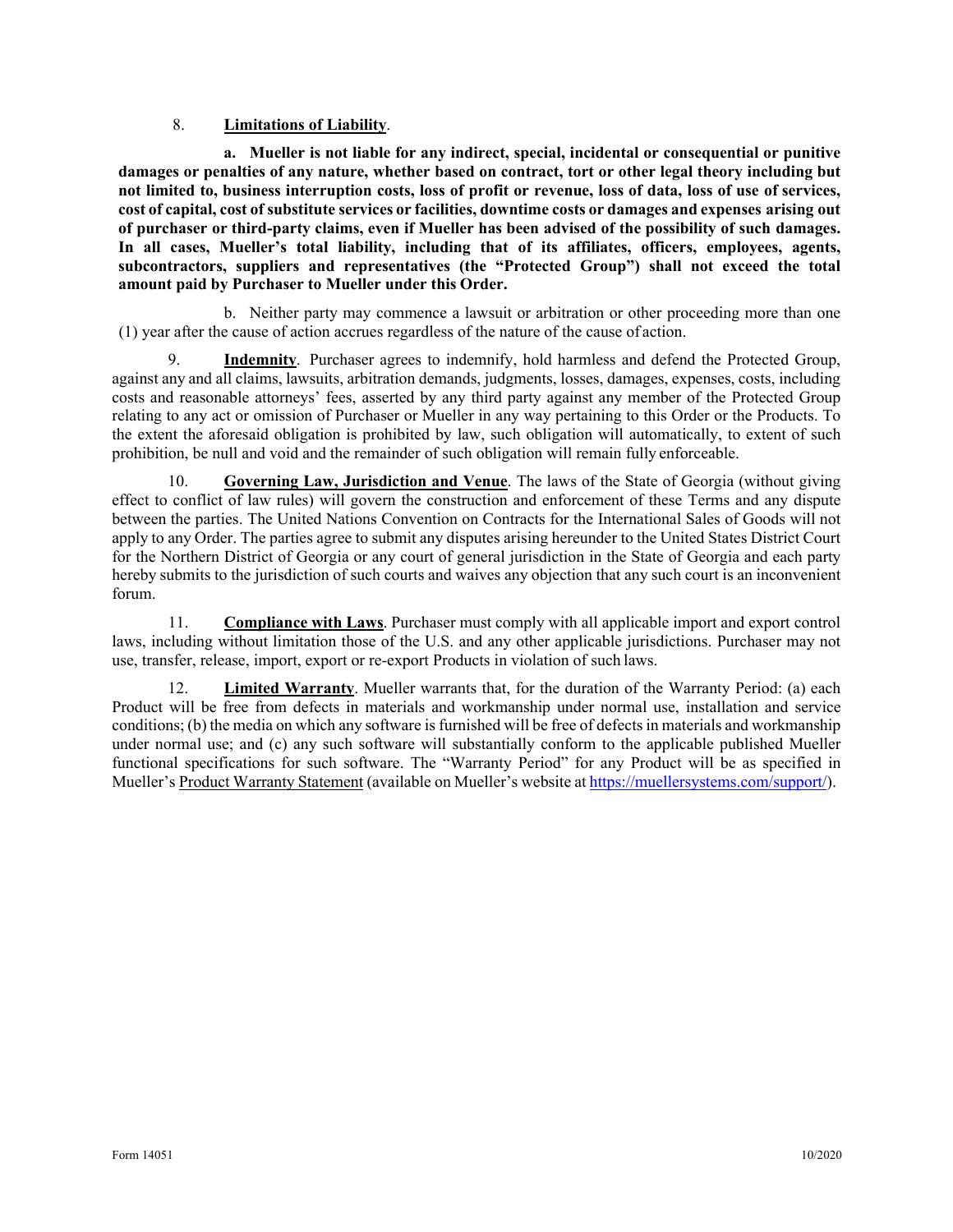8. **Limitations of Liability**.

**a. Mueller is not liable for any indirect, special, incidental or consequential or punitive damages or penalties of any nature, whether based on contract, tort or other legal theory including but not limited to, business interruption costs, loss of profit or revenue, loss of data, loss of use of services, cost of capital, cost of substitute services or facilities, downtime costs or damages and expenses arising out of purchaser or third-party claims, even if Mueller has been advised of the possibility of such damages. In all cases, Mueller's total liability, including that of its affiliates, officers, employees, agents, subcontractors, suppliers and representatives (the "Protected Group") shall not exceed the total amount paid by Purchaser to Mueller under this Order.**

b. Neither party may commence a lawsuit or arbitration or other proceeding more than one (1) year after the cause of action accrues regardless of the nature of the cause of action.

9. **Indemnity**. Purchaser agrees to indemnify, hold harmless and defend the Protected Group, against any and all claims, lawsuits, arbitration demands, judgments, losses, damages, expenses, costs, including costs and reasonable attorneys' fees, asserted by any third party against any member of the Protected Group relating to any act or omission of Purchaser or Mueller in any way pertaining to this Order or the Products. To the extent the aforesaid obligation is prohibited by law, such obligation will automatically, to extent of such prohibition, be null and void and the remainder of such obligation will remain fully enforceable.

10. **Governing Law, Jurisdiction and Venue**. The laws of the State of Georgia (without giving effect to conflict of law rules) will govern the construction and enforcement of these Terms and any dispute between the parties. The United Nations Convention on Contracts for the International Sales of Goods will not apply to any Order. The parties agree to submit any disputes arising hereunder to the United States District Court for the Northern District of Georgia or any court of general jurisdiction in the State of Georgia and each party hereby submits to the jurisdiction of such courts and waives any objection that any such court is an inconvenient forum.

11. **Compliance with Laws**. Purchaser must comply with all applicable import and export control laws, including without limitation those of the U.S. and any other applicable jurisdictions. Purchaser may not use, transfer, release, import, export or re-export Products in violation of such laws.

12. **Limited Warranty**. Mueller warrants that, for the duration of the Warranty Period: (a) each Product will be free from defects in materials and workmanship under normal use, installation and service conditions; (b) the media on which any software is furnished will be free of defects in materials and workmanship under normal use; and (c) any such software will substantially conform to the applicable published Mueller functional specifications for such software. The "Warranty Period" for any Product will be as specified in Mueller's Product Warranty Statement (available on Mueller's website at [https://muellersystems.com/support/](https://muellersystems.com/support/)).

Form 14051 10/2020